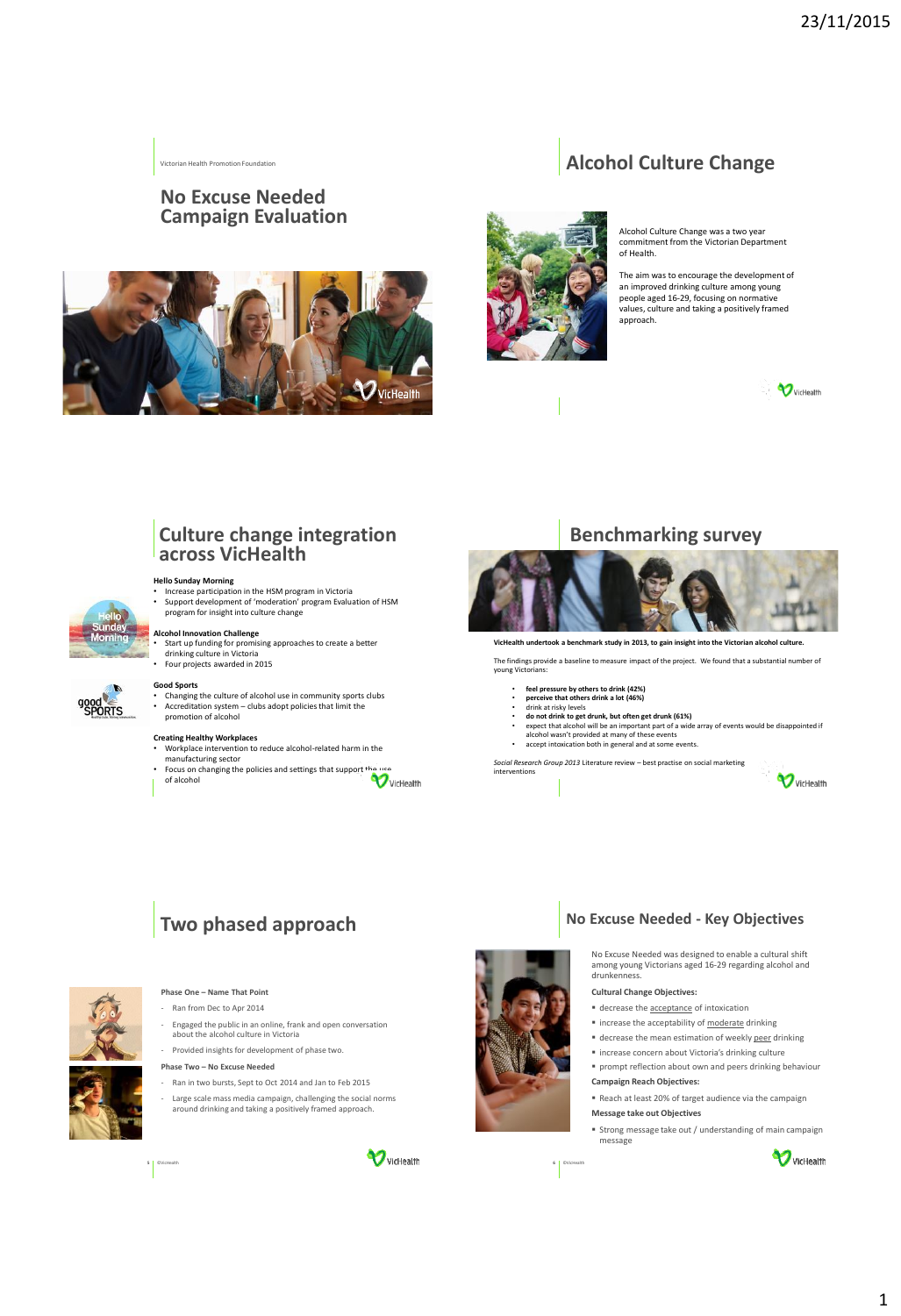Victorian Health Promotion Foundation

# No Excuse Needed Campaign Evaluation

## Alcohol Culture Change

Alcohol Culture Change was a two year commitment from the Victorian Department of Health.

The aim was to encourage the development of an improved drinking culture among young people aged 16-29, focusing on normative values, culture and taking a positively framed approach.

## Culture change integration across VicHealth

**Hello Sunday Morning**

- Increase participation in the HSM program in Victoria
- Support development of 'moderation' program Evaluation of HSM program for insight into culture change

**Alcohol Innovation Challenge**

- Start up funding for promising approaches to create a better drinking culture in Victoria
- Four projects awarded in 2015

**Good Sports**

- Changing the culture of alcohol use in community sports clubs
- Accreditation system – clubs adopt policies that limit the promotion of alcohol

**Creating Healthy Workplaces**

- Workplace intervention to reduce alcohol-related harm in the manufacturing sector
- Focus on changing the policies and settings that support the use of alcohol

## Benchmarking survey

**VicHealth undertook a benchmark study in 2013, to gain insight into the Victorian alcohol culture.**

The findings provide a baseline to measure impact of the project. We found that a substantial number of young Victorians:

- **feel pressure by others to drink (42%)**
- **perceive that others drink a lot (46%)**
- drink at risky levels
- **do not drink to get drunk, but often get drunk (61%)**
- expect that alcohol will be an important part of a wide array of events would be disappointed if alcohol wasn't provided at many of these events
- accept intoxication both in general and at some events.

*Social Research Group 2013* Literature review – best practise on social marketing interventions

## Two phased approach

**Phase One – Name That Point**

- Ran from Dec to Apr 2014
- Engaged the public in an online, frank and open conversation about the alcohol culture in Victoria
- Provided insights for development of phase two.

**Phase Two – No Excuse Needed**

- Ran in two bursts, Sept to Oct 2014 and Jan to Feb 2015
- Large scale mass media campaign, challenging the social norms around drinking and taking a positively framed approach.

## No Excuse Needed - Key Objectives

No Excuse Needed was designed to enable a cultural shift among young Victorians aged 16-29 regarding alcohol and drunkenness.

**Cultural Change Objectives:**

- decrease the acceptance of intoxication
- increase the acceptability of moderate drinking
- decrease the mean estimation of weekly peer drinking
- increase concern about Victoria's drinking culture
- prompt reflection about own and peers drinking behaviour

**Campaign Reach Objectives:**

- Reach at least 20% of target audience via the campaign

**Message take out Objectives**

- Strong message take out / understanding of main campaign message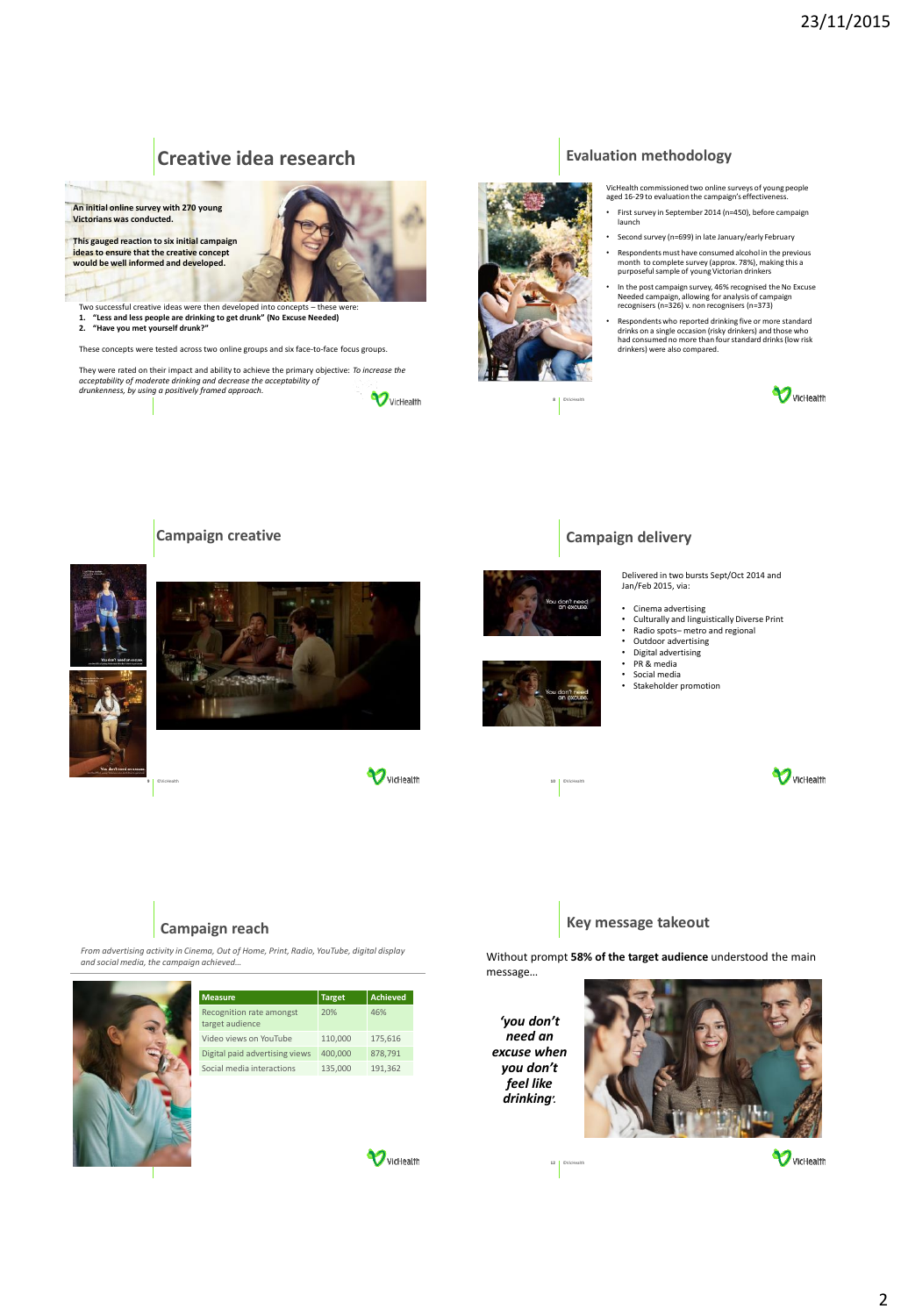## Creative idea research

**An initial online survey with 270 young Victorians was conducted.**

**This gauged reaction to six initial campaign ideas to ensure that the creative concept would be well informed and developed.**

Two successful creative ideas were then developed into concepts – these were:

1. **"Less and less people are drinking to get drunk" (No Excuse Needed)**
2. **"Have you met yourself drunk?"**

These concepts were tested across two online groups and six face-to-face focus groups.

They were rated on their impact and ability to achieve the primary objective: *To increase the acceptability of moderate drinking and decrease the acceptability of drunkenness, by using a positively framed approach.*

## Evaluation methodology

VicHealth commissioned two online surveys of young people aged 16-29 to evaluation the campaign's effectiveness.

- First survey in September 2014 (n=450), before campaign launch
- Second survey (n=699) in late January/early February
- Respondents must have consumed alcohol in the previous month to complete survey (approx. 78%), making this a purposeful sample of young Victorian drinkers
- In the post campaign survey, 46% recognised the No Excuse Needed campaign, allowing for analysis of campaign recognisers (n=326) v. non recognisers (n=373)
- Respondents who reported drinking five or more standard drinks on a single occasion (risky drinkers) and those who had consumed no more than four standard drinks (low risk drinkers) were also compared.

## Campaign creative

## Campaign delivery

Delivered in two bursts Sept/Oct 2014 and Jan/Feb 2015, via:

- Cinema advertising
- Culturally and linguistically Diverse Print
- Radio spots– metro and regional
- Outdoor advertising
- Digital advertising
- PR & media
- Social media
- Stakeholder promotion

## Campaign reach

*From advertising activity in Cinema, Out of Home, Print, Radio, YouTube, digital display and social media, the campaign achieved…*

| Measure | Target | Achieved |
|---|---|---|
| Recognition rate amongst target audience | 20% | 46% |
| Video views on YouTube | 110,000 | 175,616 |
| Digital paid advertising views | 400,000 | 878,791 |
| Social media interactions | 135,000 | 191,362 |

## Key message takeout

Without prompt **58% of the target audience** understood the main message…

***'you don't need an excuse when you don't feel like drinking'.***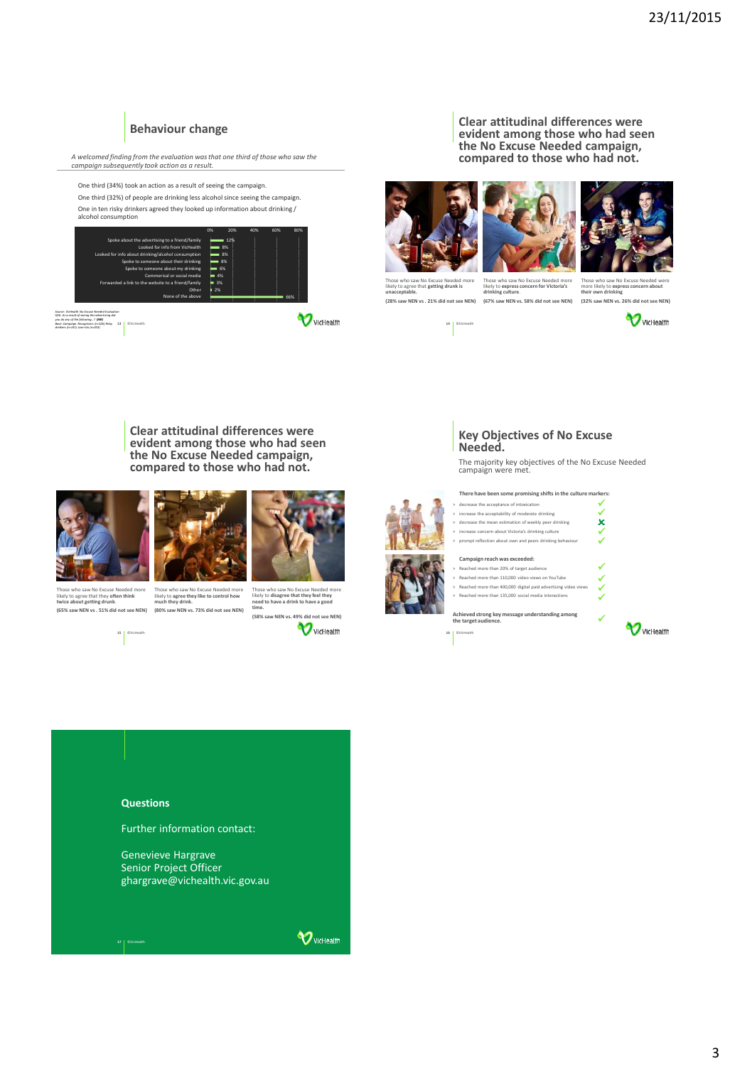## Behaviour change

*A welcomed finding from the evaluation was that one third of those who saw the campaign subsequently took action as a result.*

One third (34%) took an action as a result of seeing the campaign.

One third (32%) of people are drinking less alcohol since seeing the campaign.

One in ten risky drinkers agreed they looked up information about drinking / alcohol consumption

0% 20% 40% 60% 80%

Spoke about the advertising to a friend/family 12%
Looked for info from VicHealth 8%
Looked for info about drinking/alcohol consumption 8%
Spoke to someone about their drinking 8%
Spoke to someone about my drinking 6%
Commerical or social media 4%
Forwarded a link to the website to a friend/family 3%
Other 2%
None of the above 66%

*Source: VicHealth No Excuse Needed Evaluation Q16. As a result of seeing this advertising did you do any of the following...? (MR) Base: Campaign Recognisers (n=326) Risky drinkers (n=161) Low risk (n=165)*

## Clear attitudinal differences were evident among those who had seen the No Excuse Needed campaign, compared to those who had not.

Those who saw No Excuse Needed more likely to agree that **getting drunk is unacceptable.**
**(28% saw NEN vs . 21% did not see NEN)**

Those who saw No Excuse Needed more likely to **express concern for Victoria's drinking culture**.
**(67% saw NEN vs. 58% did not see NEN)**

Those who saw No Excuse Needed were more likely to **express concern about their own drinking**
**(32% saw NEN vs. 26% did not see NEN)**

## Clear attitudinal differences were evident among those who had seen the No Excuse Needed campaign, compared to those who had not.

Those who saw No Excuse Needed more likely to agree that they **often think twice about getting drunk**.
**(65% saw NEN vs . 51% did not see NEN)**

Those who saw No Excuse Needed more likely to **agree they like to control how much they drink.**
**(80% saw NEN vs. 73% did not see NEN)**

Those who saw No Excuse Needed more likely to **disagree that they feel they need to have a drink to have a good time.**
**(58% saw NEN vs. 49% did not see NEN)**

## Key Objectives of No Excuse Needed.

The majority key objectives of the No Excuse Needed campaign were met.

**There have been some promising shifts in the culture markers:**

- decrease the acceptance of intoxication ✓
- increase the acceptability of moderate drinking ✓
- decrease the mean estimation of weekly peer drinking ✗
- increase concern about Victoria's drinking culture ✓
- prompt reflection about own and peers drinking behaviour ✓

**Campaign reach was exceeded:**

- Reached more than 20% of target audience ✓
- Reached more than 110,000 video views on YouTube ✓
- Reached more than 400,000 digital paid advertising video views ✓
- Reached more than 135,000 social media interactions ✓

**Achieved strong key message understanding among the target audience.** ✓

## Questions

Further information contact:

Genevieve Hargrave
Senior Project Officer
ghargrave@vichealth.vic.gov.au